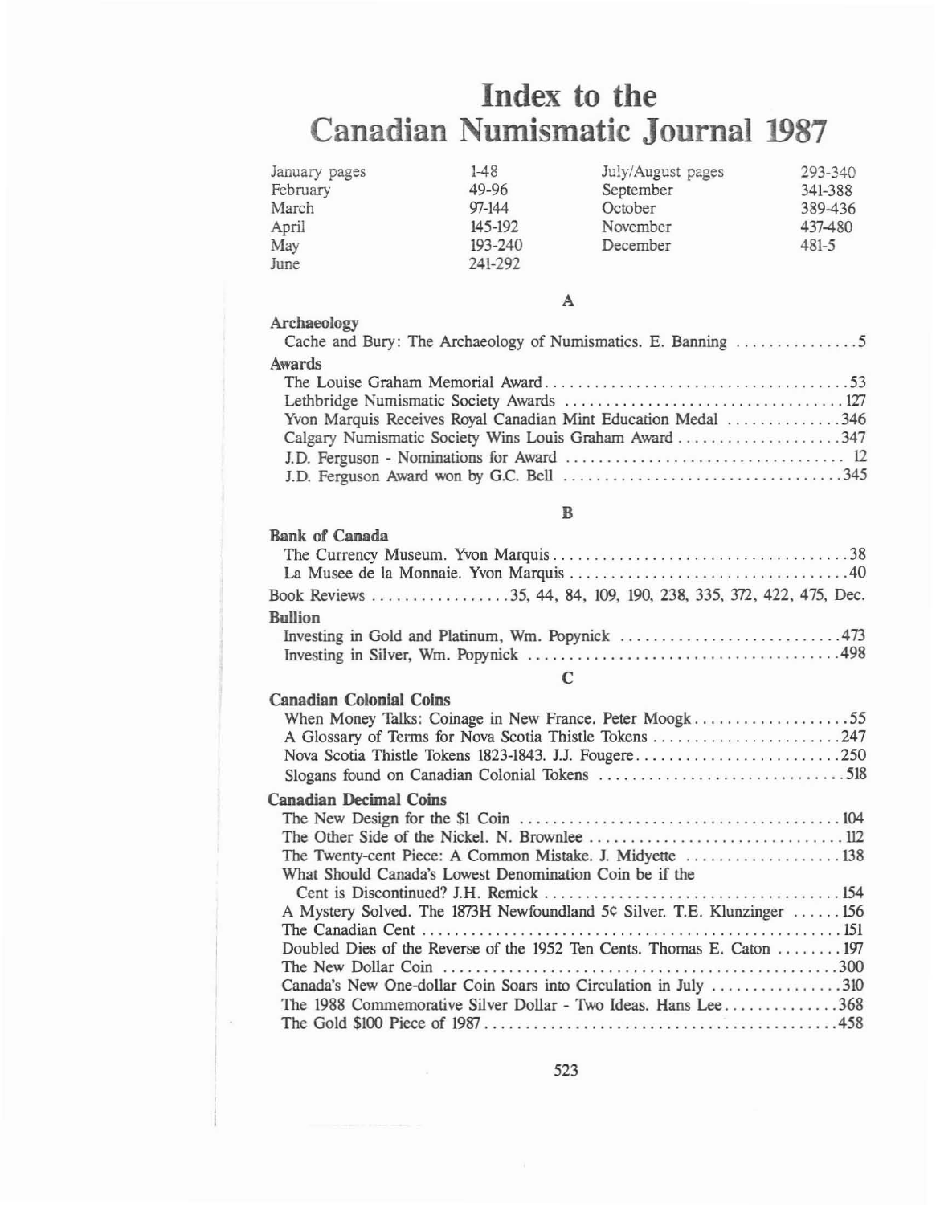# Index to the Canadian Numismatic Journal 1987

| January pages | 1-48 | July/August pages | 293-340 |
| --- | --- | --- | --- |
| February | 49-96 | September | 341-388 |
| March | 97-144 | October | 389-436 |
| April | 145-192 | November | 437-480 |
| May | 193-240 | December | 481-5 |
| June | 241-292 | | |

## A

**Archaeology**

Cache and Bury: The Archaeology of Numismatics. E. Banning ...............5

**Awards**

The Louise Graham Memorial Award......................................53
Lethbridge Numismatic Society Awards ..................................127
Yvon Marquis Receives Royal Canadian Mint Education Medal ..............346
Calgary Numismatic Society Wins Louis Graham Award .....................347
J.D. Ferguson - Nominations for Award .................................. 12
J.D. Ferguson Award won by G.C. Bell ..................................345

## B

**Bank of Canada**

The Currency Museum. Yvon Marquis....................................38
La Musee de la Monnaie. Yvon Marquis..................................40

Book Reviews .................35, 44, 84, 109, 190, 238, 335, 372, 422, 475, Dec.

**Bullion**

Investing in Gold and Platinum, Wm. Popynick ...........................473
Investing in Silver, Wm. Popynick ......................................498

## C

**Canadian Colonial Coins**

When Money Talks: Coinage in New France. Peter Moogk...................55
A Glossary of Terms for Nova Scotia Thistle Tokens .......................247
Nova Scotia Thistle Tokens 1823-1843. J.J. Fougere.........................250
Slogans found on Canadian Colonial Tokens ..............................518

**Canadian Decimal Coins**

The New Design for the $1 Coin .......................................104
The Other Side of the Nickel. N. Brownlee ...............................112
The Twenty-cent Piece: A Common Mistake. J. Midyette ...................138
What Should Canada's Lowest Denomination Coin be if the Cent is Discontinued? J.H. Remick ....................................154
A Mystery Solved. The 1873H Newfoundland 5¢ Silver. T.E. Klunzinger ......156
The Canadian Cent ...................................................151
Doubled Dies of the Reverse of the 1952 Ten Cents. Thomas E. Caton ........197
The New Dollar Coin ................................................300
Canada's New One-dollar Coin Soars into Circulation in July ................310
The 1988 Commemorative Silver Dollar - Two Ideas. Hans Lee..............368
The Gold $100 Piece of 1987...........................................458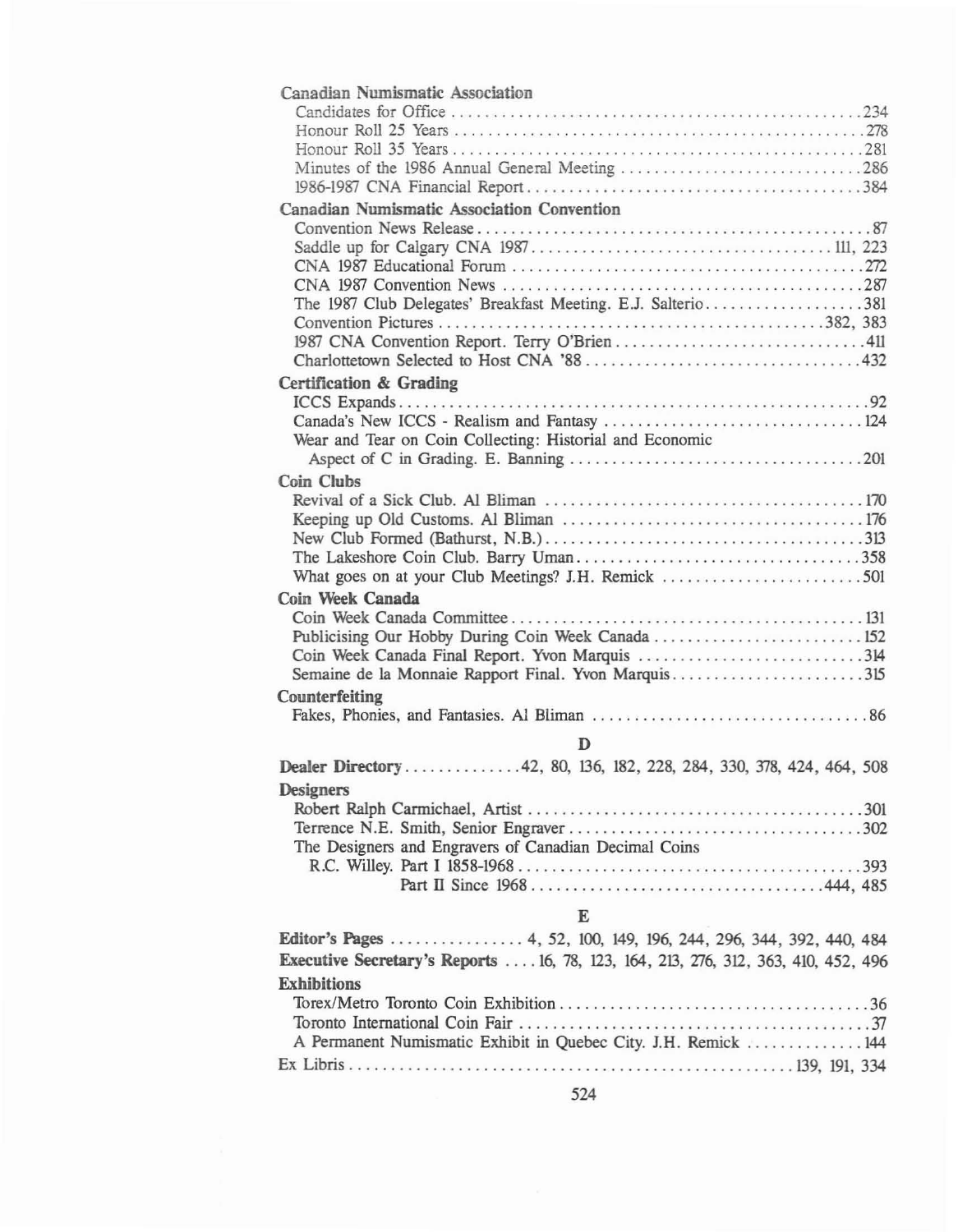**Canadian Numismatic Association**

Candidates for Office .................................................. 234
Honour Roll 25 Years .................................................. 278
Honour Roll 35 Years .................................................. 281
Minutes of the 1986 Annual General Meeting .............................. 286
1986-1987 CNA Financial Report ......................................... 384

**Canadian Numismatic Association Convention**

Convention News Release .................................................. 87
Saddle up for Calgary CNA 1987 ...................................... 111, 223
CNA 1987 Educational Forum ............................................ 272
CNA 1987 Convention News .............................................. 287
The 1987 Club Delegates' Breakfast Meeting. E.J. Salterio .................. 381
Convention Pictures ............................................... 382, 383
1987 CNA Convention Report. Terry O'Brien ............................... 411
Charlottetown Selected to Host CNA '88 .................................. 432

**Certification & Grading**

ICCS Expands .......................................................... 92
Canada's New ICCS - Realism and Fantasy ................................ 124
Wear and Tear on Coin Collecting: Historial and Economic
Aspect of C in Grading. E. Banning ..................................... 201

**Coin Clubs**

Revival of a Sick Club. Al Bliman ....................................... 170
Keeping up Old Customs. Al Bliman ...................................... 176
New Club Formed (Bathurst, N.B.) ........................................ 313
The Lakeshore Coin Club. Barry Uman .................................... 358
What goes on at your Club Meetings? J.H. Remick ......................... 501

**Coin Week Canada**

Coin Week Canada Committee ............................................. 131
Publicising Our Hobby During Coin Week Canada ........................... 152
Coin Week Canada Final Report. Yvon Marquis ............................. 314
Semaine de la Monnaie Rapport Final. Yvon Marquis ........................ 315

**Counterfeiting**

Fakes, Phonies, and Fantasies. Al Bliman ................................. 86

## D

**Dealer Directory** .............. 42, 80, 136, 182, 228, 284, 330, 378, 424, 464, 508

**Designers**

Robert Ralph Carmichael, Artist ......................................... 301
Terrence N.E. Smith, Senior Engraver .................................... 302
The Designers and Engravers of Canadian Decimal Coins
R.C. Willey. Part I 1858-1968 .......................................... 393
Part II Since 1968 ................................................. 444, 485

## E

**Editor's Pages** ................ 4, 52, 100, 149, 196, 244, 296, 344, 392, 440, 484

**Executive Secretary's Reports** .... 16, 78, 123, 164, 213, 276, 312, 363, 410, 452, 496

**Exhibitions**

Torex/Metro Toronto Coin Exhibition ...................................... 36
Toronto International Coin Fair .......................................... 37
A Permanent Numismatic Exhibit in Quebec City. J.H. Remick ............... 144

Ex Libris ................................................... 139, 191, 334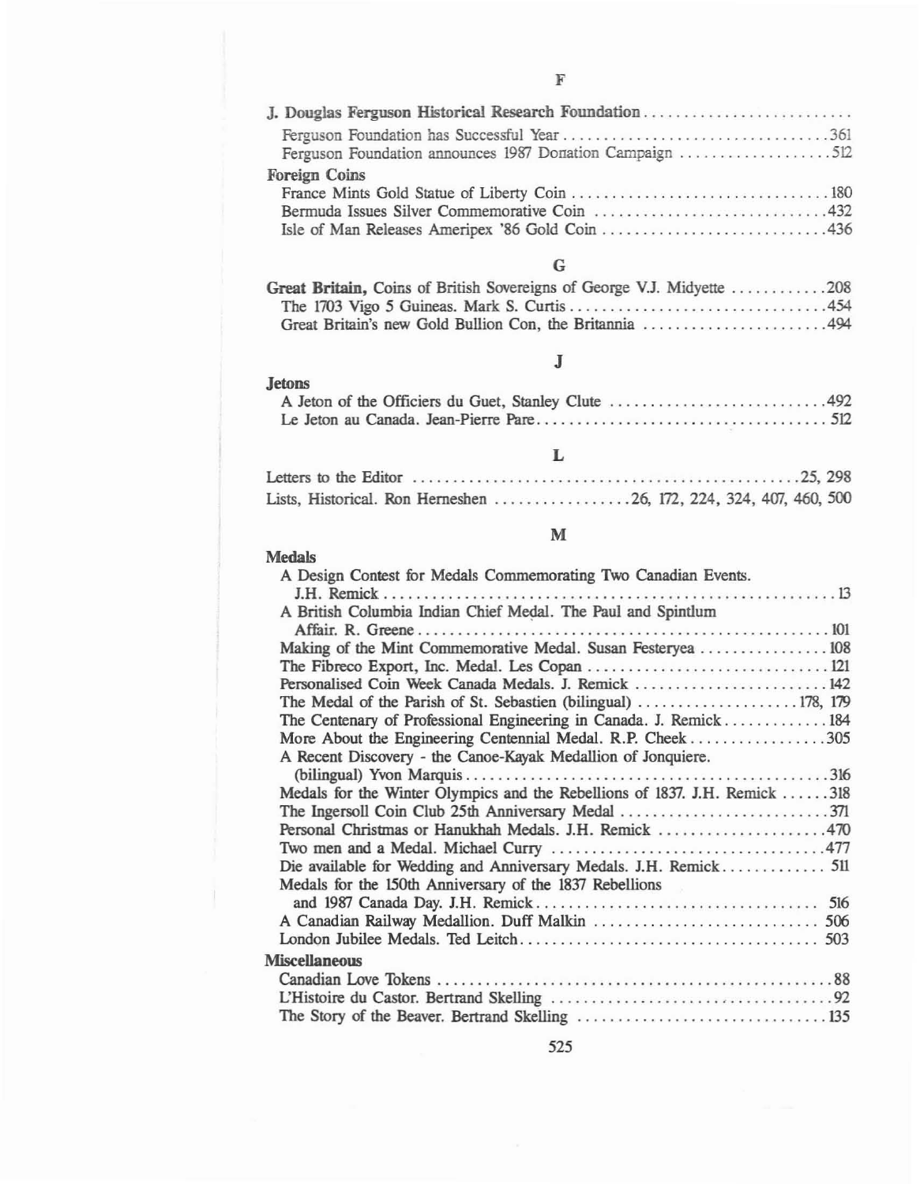## F

**J. Douglas Ferguson Historical Research Foundation** ...........................

Ferguson Foundation has Successful Year .................................. 361
Ferguson Foundation announces 1987 Donation Campaign .................... 512

**Foreign Coins**

France Mints Gold Statue of Liberty Coin ................................ 180
Bermuda Issues Silver Commemorative Coin ............................... 432
Isle of Man Releases Ameripex '86 Gold Coin ............................ 436

## G

**Great Britain,** Coins of British Sovereigns of George V.J. Midyette ............ 208
The 1703 Vigo 5 Guineas. Mark S. Curtis ................................ 454
Great Britain's new Gold Bullion Con, the Britannia ....................... 494

## J

**Jetons**

A Jeton of the Officiers du Guet, Stanley Clute ........................... 492
Le Jeton au Canada. Jean-Pierre Pare .................................... 512

## L

Letters to the Editor ................................................ 25, 298
Lists, Historical. Ron Herneshen ................. 26, 172, 224, 324, 407, 460, 500

## M

**Medals**

A Design Contest for Medals Commemorating Two Canadian Events. J.H. Remick ........................................................ 13
A British Columbia Indian Chief Medal. The Paul and Spintlum Affair. R. Greene ................................................... 101
Making of the Mint Commemorative Medal. Susan Festeryea ................ 108
The Fibreco Export, Inc. Medal. Les Copan ............................... 121
Personalised Coin Week Canada Medals. J. Remick ......................... 142
The Medal of the Parish of St. Sebastien (bilingual) .................... 178, 179
The Centenary of Professional Engineering in Canada. J. Remick ............. 184
More About the Engineering Centennial Medal. R.P. Cheek .................. 305
A Recent Discovery - the Canoe-Kayak Medallion of Jonquiere. (bilingual) Yvon Marquis .............................................. 316
Medals for the Winter Olympics and the Rebellions of 1837. J.H. Remick ...... 318
The Ingersoll Coin Club 25th Anniversary Medal ........................... 371
Personal Christmas or Hanukhah Medals. J.H. Remick ...................... 470
Two men and a Medal. Michael Curry ................................... 477
Die available for Wedding and Anniversary Medals. J.H. Remick ............. 511
Medals for the 150th Anniversary of the 1837 Rebellions and 1987 Canada Day. J.H. Remick ................................... 516
A Canadian Railway Medallion. Duff Malkin ............................ 506
London Jubilee Medals. Ted Leitch ..................................... 503

**Miscellaneous**

Canadian Love Tokens .................................................. 88
L'Histoire du Castor. Bertrand Skelling .................................... 92
The Story of the Beaver. Bertrand Skelling ................................ 135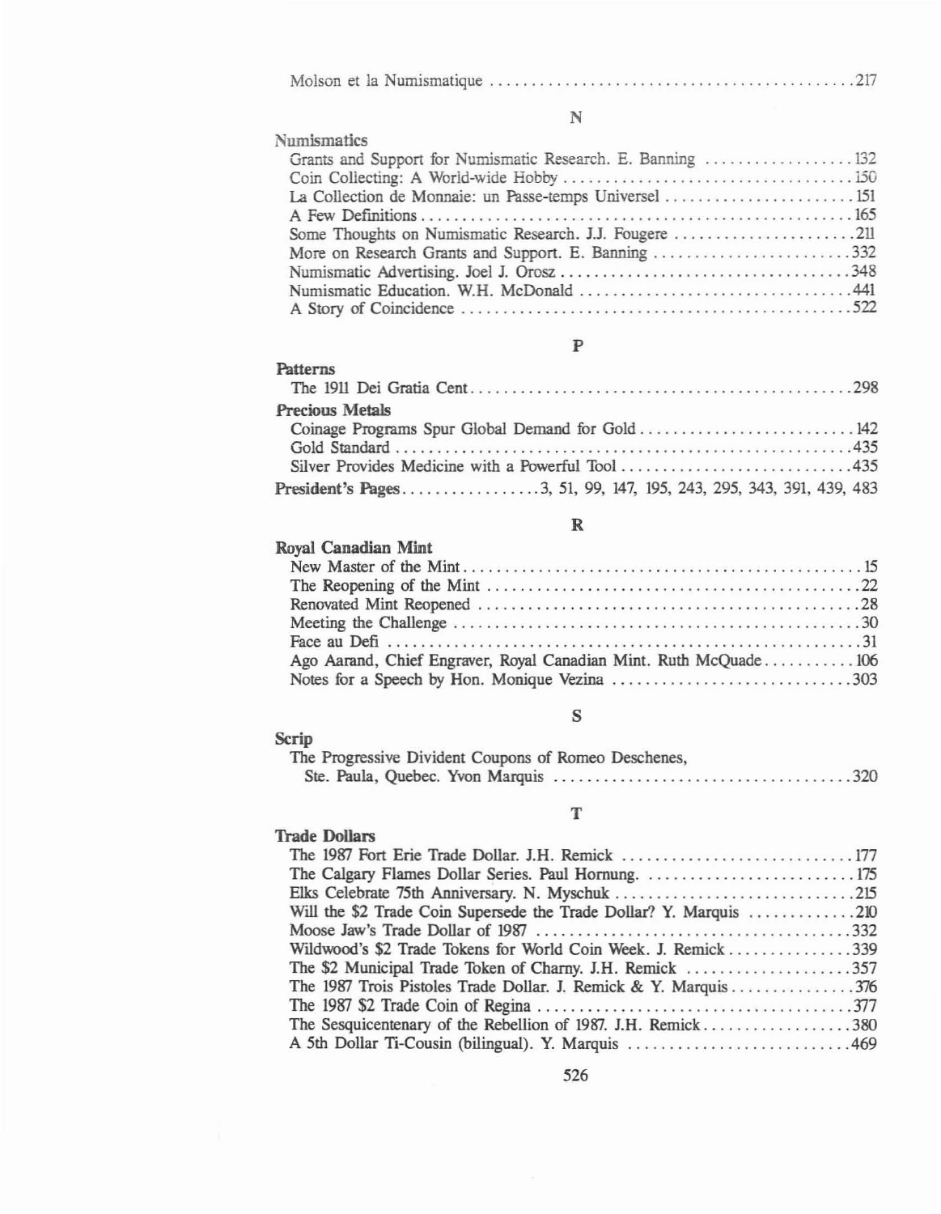Molson et la Numismatique ........................................... 217

## N

**Numismatics**

- Grants and Support for Numismatic Research. E. Banning .................. 132
- Coin Collecting: A World-wide Hobby .................................. 150
- La Collection de Monnaie: un Passe-temps Universel ...................... 151
- A Few Definitions ...................................................... 165
- Some Thoughts on Numismatic Research. J.J. Fougere ...................... 211
- More on Research Grants and Support. E. Banning ......................... 332
- Numismatic Advertising. Joel J. Orosz ................................... 348
- Numismatic Education. W.H. McDonald ..................................... 441
- A Story of Coincidence .................................................. 522

## P

**Patterns**

- The 1911 Dei Gratia Cent ................................................. 298

**Precious Metals**

- Coinage Programs Spur Global Demand for Gold ............................ 142
- Gold Standard ............................................................ 435
- Silver Provides Medicine with a Powerful Tool ........................... 435

**President's Pages** ................. 3, 51, 99, 147, 195, 243, 295, 343, 391, 439, 483

## R

**Royal Canadian Mint**

- New Master of the Mint ................................................... 15
- The Reopening of the Mint ................................................ 22
- Renovated Mint Reopened .................................................. 28
- Meeting the Challenge .................................................... 30
- Face au Defi .............................................................. 31
- Ago Aarand, Chief Engraver, Royal Canadian Mint. Ruth McQuade ........... 106
- Notes for a Speech by Hon. Monique Vezina .............................. 303

## S

**Scrip**

- The Progressive Divident Coupons of Romeo Deschenes, Ste. Paula, Quebec. Yvon Marquis .................................... 320

## T

**Trade Dollars**

- The 1987 Fort Erie Trade Dollar. J.H. Remick ............................ 177
- The Calgary Flames Dollar Series. Paul Hornung. ......................... 175
- Elks Celebrate 75th Anniversary. N. Myschuk ............................. 215
- Will the $2 Trade Coin Supersede the Trade Dollar? Y. Marquis ............ 210
- Moose Jaw's Trade Dollar of 1987 ........................................ 332
- Wildwood's $2 Trade Tokens for World Coin Week. J. Remick ............... 339
- The $2 Municipal Trade Token of Charny. J.H. Remick ..................... 357
- The 1987 Trois Pistoles Trade Dollar. J. Remick & Y. Marquis ............. 376
- The 1987 $2 Trade Coin of Regina ........................................ 377
- The Sesquicentenary of the Rebellion of 1987. J.H. Remick ............... 380
- A 5th Dollar Ti-Cousin (bilingual). Y. Marquis .......................... 469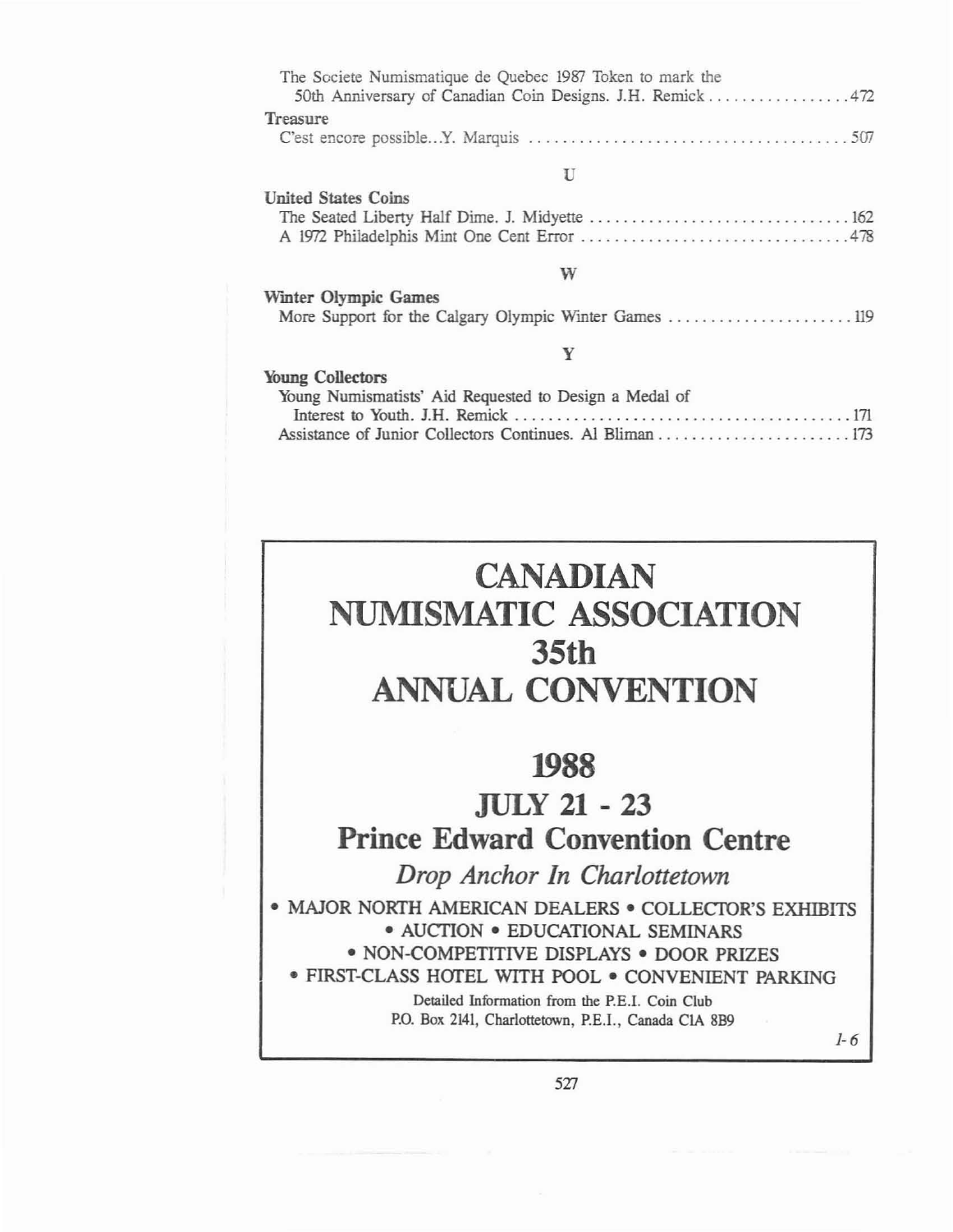The Societe Numismatique de Quebec 1987 Token to mark the 50th Anniversary of Canadian Coin Designs. J.H. Remick . . . . . . . . . . . . . . . . 472

**Treasure**

C'est encore possible...Y. Marquis . . . . . . . . . . . . . . . . . . . . . . . . . . . . . . . . . . . . . . 507

## U

**United States Coins**

The Seated Liberty Half Dime. J. Midyette . . . . . . . . . . . . . . . . . . . . . . . . . . . . . . . 162

A 1972 Philadelphis Mint One Cent Error . . . . . . . . . . . . . . . . . . . . . . . . . . . . . . . . 478

## W

**Winter Olympic Games**

More Support for the Calgary Olympic Winter Games . . . . . . . . . . . . . . . . . . . . . . 119

## Y

**Young Collectors**

Young Numismatists' Aid Requested to Design a Medal of Interest to Youth. J.H. Remick . . . . . . . . . . . . . . . . . . . . . . . . . . . . . . . . . . . . . . . . 171

Assistance of Junior Collectors Continues. Al Bliman . . . . . . . . . . . . . . . . . . . . . . . 173

---

# CANADIAN NUMISMATIC ASSOCIATION 35th ANNUAL CONVENTION

## 1988

## JULY 21 - 23

## Prince Edward Convention Centre

*Drop Anchor In Charlottetown*

• MAJOR NORTH AMERICAN DEALERS • COLLECTOR'S EXHIBITS
• AUCTION • EDUCATIONAL SEMINARS
• NON-COMPETITIVE DISPLAYS • DOOR PRIZES
• FIRST-CLASS HOTEL WITH POOL • CONVENIENT PARKING

Detailed Information from the P.E.I. Coin Club
P.O. Box 2141, Charlottetown, P.E.I., Canada C1A 8B9

*I-6*